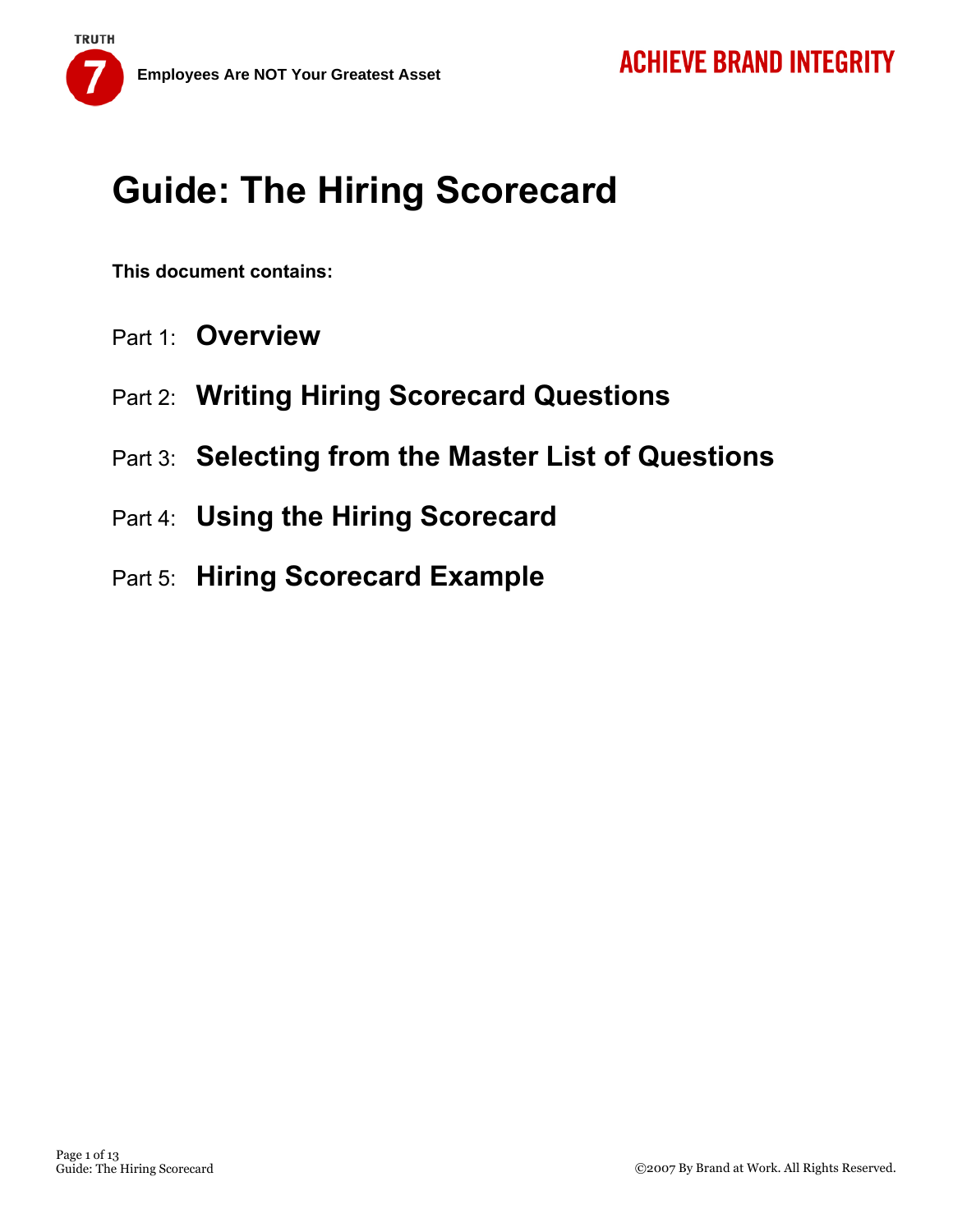# Guide: The Hiring Scorecard

**This document contains:**

Part 1: **Overview**

Part 2: **Writing Hiring Scorecard Questions**

Part 3: **Selecting from the Master List of Questions**

Part 4: **Using the Hiring Scorecard**

Part 5: **Hiring Scorecard Example**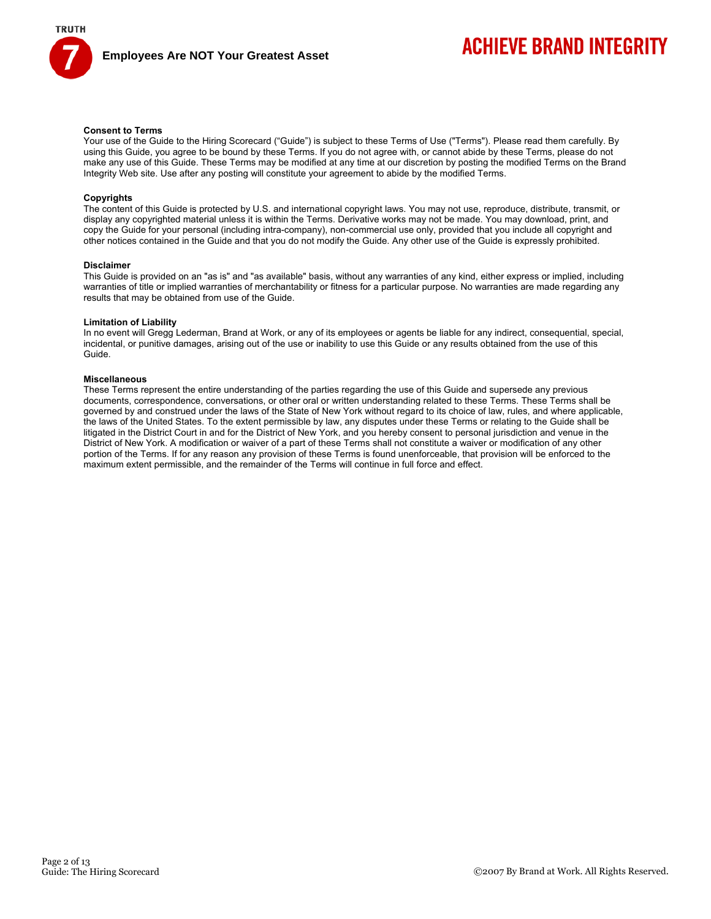### Consent to Terms

Your use of the Guide to the Hiring Scorecard ("Guide") is subject to these Terms of Use ("Terms"). Please read them carefully. By using this Guide, you agree to be bound by these Terms. If you do not agree with, or cannot abide by these Terms, please do not make any use of this Guide. These Terms may be modified at any time at our discretion by posting the modified Terms on the Brand Integrity Web site. Use after any posting will constitute your agreement to abide by the modified Terms.

### Copyrights

The content of this Guide is protected by U.S. and international copyright laws. You may not use, reproduce, distribute, transmit, or display any copyrighted material unless it is within the Terms. Derivative works may not be made. You may download, print, and copy the Guide for your personal (including intra-company), non-commercial use only, provided that you include all copyright and other notices contained in the Guide and that you do not modify the Guide. Any other use of the Guide is expressly prohibited.

### Disclaimer

This Guide is provided on an "as is" and "as available" basis, without any warranties of any kind, either express or implied, including warranties of title or implied warranties of merchantability or fitness for a particular purpose. No warranties are made regarding any results that may be obtained from use of the Guide.

### Limitation of Liability

In no event will Gregg Lederman, Brand at Work, or any of its employees or agents be liable for any indirect, consequential, special, incidental, or punitive damages, arising out of the use or inability to use this Guide or any results obtained from the use of this Guide.

### Miscellaneous

These Terms represent the entire understanding of the parties regarding the use of this Guide and supersede any previous documents, correspondence, conversations, or other oral or written understanding related to these Terms. These Terms shall be governed by and construed under the laws of the State of New York without regard to its choice of law, rules, and where applicable, the laws of the United States. To the extent permissible by law, any disputes under these Terms or relating to the Guide shall be litigated in the District Court in and for the District of New York, and you hereby consent to personal jurisdiction and venue in the District of New York. A modification or waiver of a part of these Terms shall not constitute a waiver or modification of any other portion of the Terms. If for any reason any provision of these Terms is found unenforceable, that provision will be enforced to the maximum extent permissible, and the remainder of the Terms will continue in full force and effect.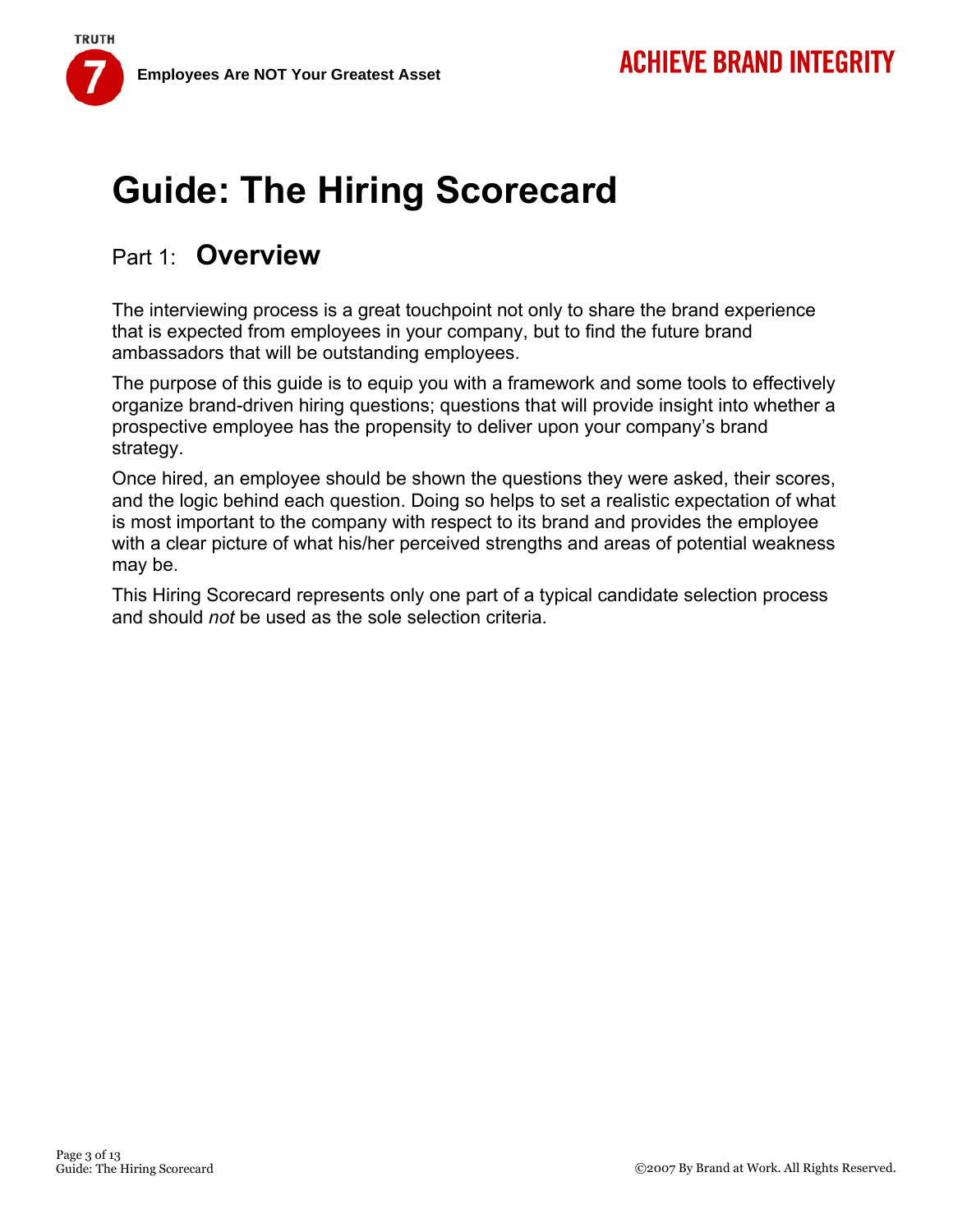# Guide: The Hiring Scorecard

## Part 1: **Overview**

The interviewing process is a great touchpoint not only to share the brand experience that is expected from employees in your company, but to find the future brand ambassadors that will be outstanding employees.

The purpose of this guide is to equip you with a framework and some tools to effectively organize brand-driven hiring questions; questions that will provide insight into whether a prospective employee has the propensity to deliver upon your company's brand strategy.

Once hired, an employee should be shown the questions they were asked, their scores, and the logic behind each question. Doing so helps to set a realistic expectation of what is most important to the company with respect to its brand and provides the employee with a clear picture of what his/her perceived strengths and areas of potential weakness may be.

This Hiring Scorecard represents only one part of a typical candidate selection process and should *not* be used as the sole selection criteria.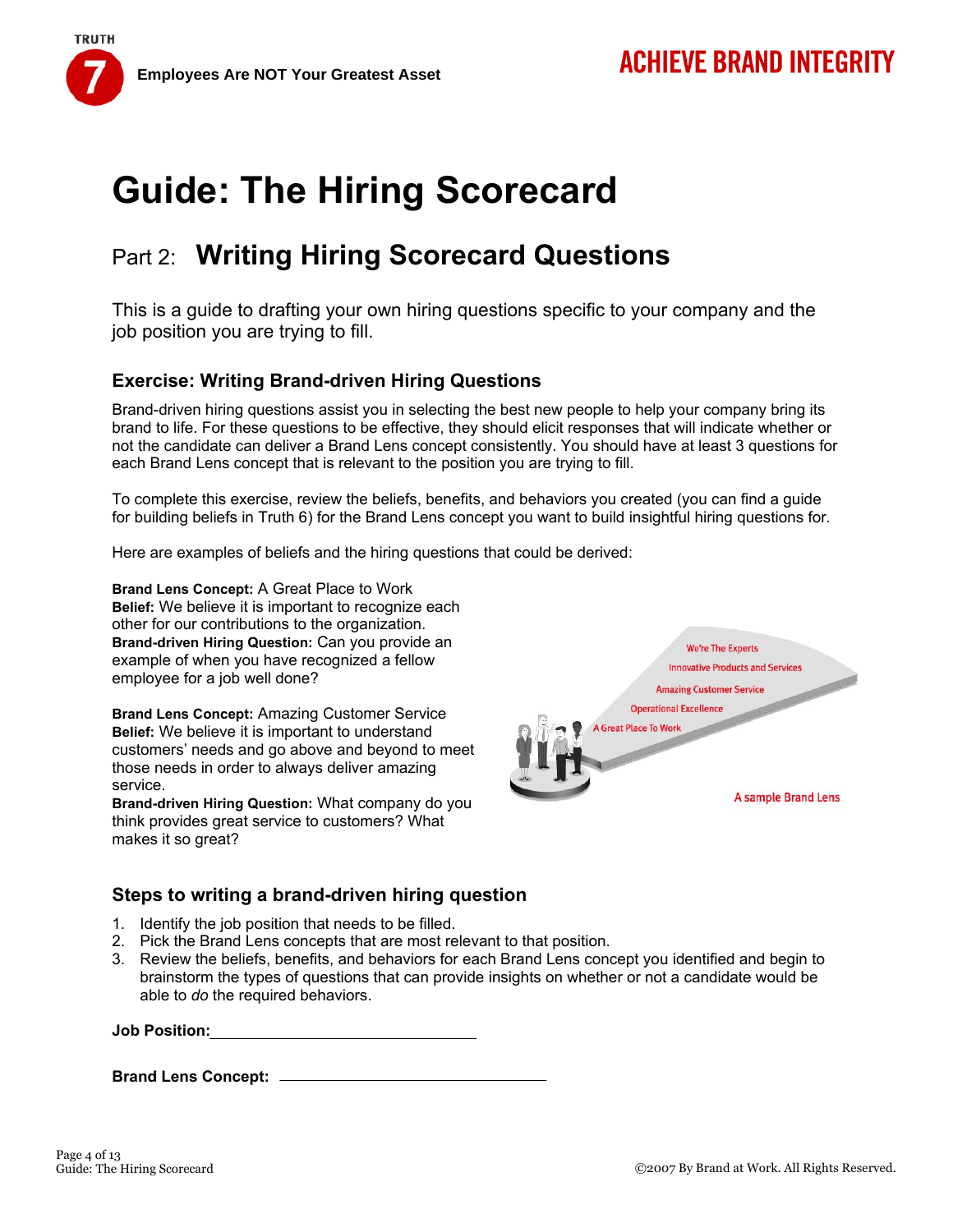# Guide: The Hiring Scorecard

## Part 2: **Writing Hiring Scorecard Questions**

This is a guide to drafting your own hiring questions specific to your company and the job position you are trying to fill.

### Exercise: Writing Brand-driven Hiring Questions

Brand-driven hiring questions assist you in selecting the best new people to help your company bring its brand to life. For these questions to be effective, they should elicit responses that will indicate whether or not the candidate can deliver a Brand Lens concept consistently. You should have at least 3 questions for each Brand Lens concept that is relevant to the position you are trying to fill.

To complete this exercise, review the beliefs, benefits, and behaviors you created (you can find a guide for building beliefs in Truth 6) for the Brand Lens concept you want to build insightful hiring questions for.

Here are examples of beliefs and the hiring questions that could be derived:

**Brand Lens Concept:** A Great Place to Work
**Belief:** We believe it is important to recognize each other for our contributions to the organization.
**Brand-driven Hiring Question:** Can you provide an example of when you have recognized a fellow employee for a job well done?

**Brand Lens Concept:** Amazing Customer Service
**Belief:** We believe it is important to understand customers' needs and go above and beyond to meet those needs in order to always deliver amazing service.
**Brand-driven Hiring Question:** What company do you think provides great service to customers? What makes it so great?

We're The Experts
Innovative Products and Services
Amazing Customer Service
Operational Excellence
A Great Place To Work

A sample Brand Lens

### Steps to writing a brand-driven hiring question

1. Identify the job position that needs to be filled.
2. Pick the Brand Lens concepts that are most relevant to that position.
3. Review the beliefs, benefits, and behaviors for each Brand Lens concept you identified and begin to brainstorm the types of questions that can provide insights on whether or not a candidate would be able to *do* the required behaviors.

**Job Position:** ______________________________

**Brand Lens Concept:** ______________________________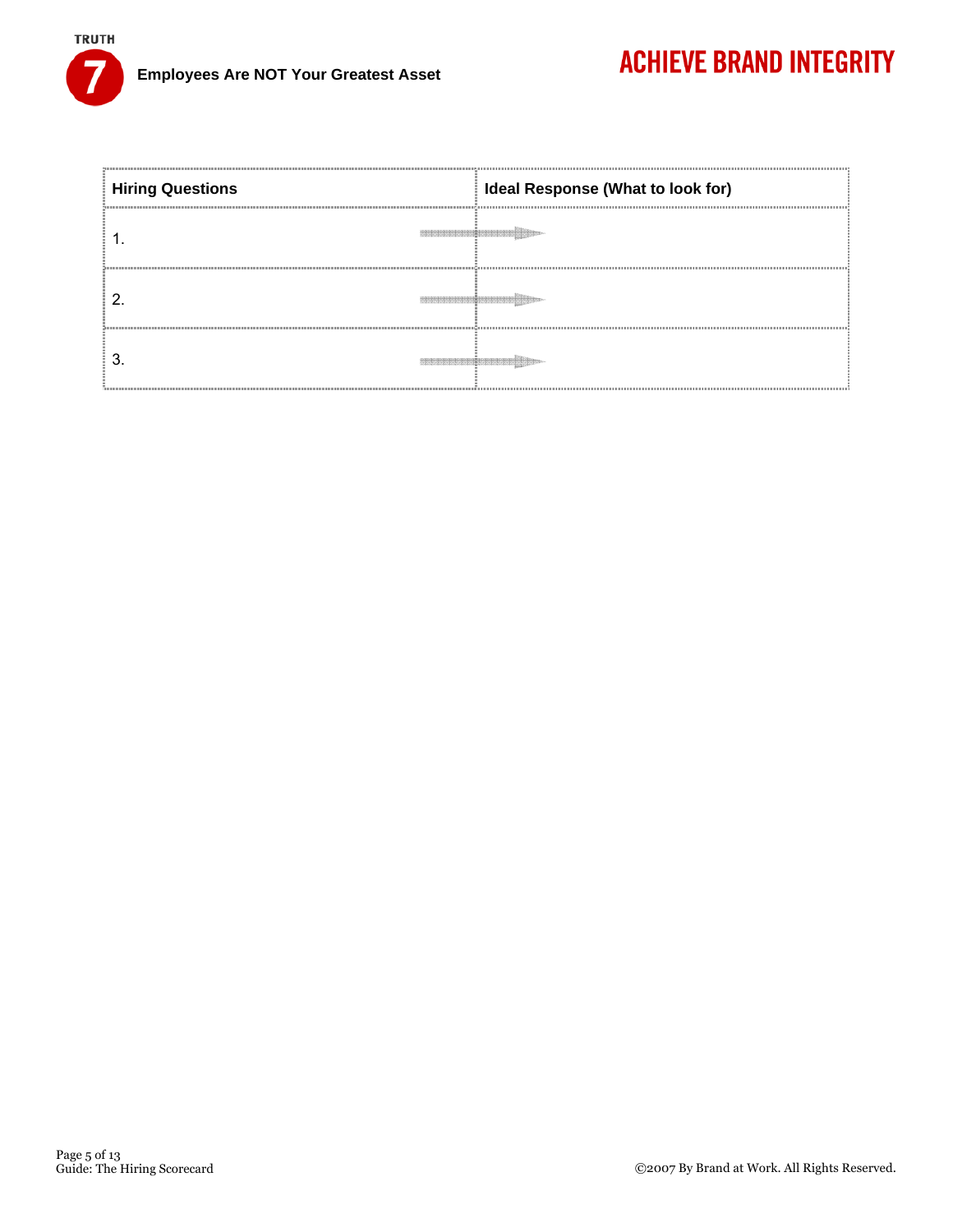| Hiring Questions | Ideal Response (What to look for) |
| --- | --- |
| 1. | |
| 2. | |
| 3. | |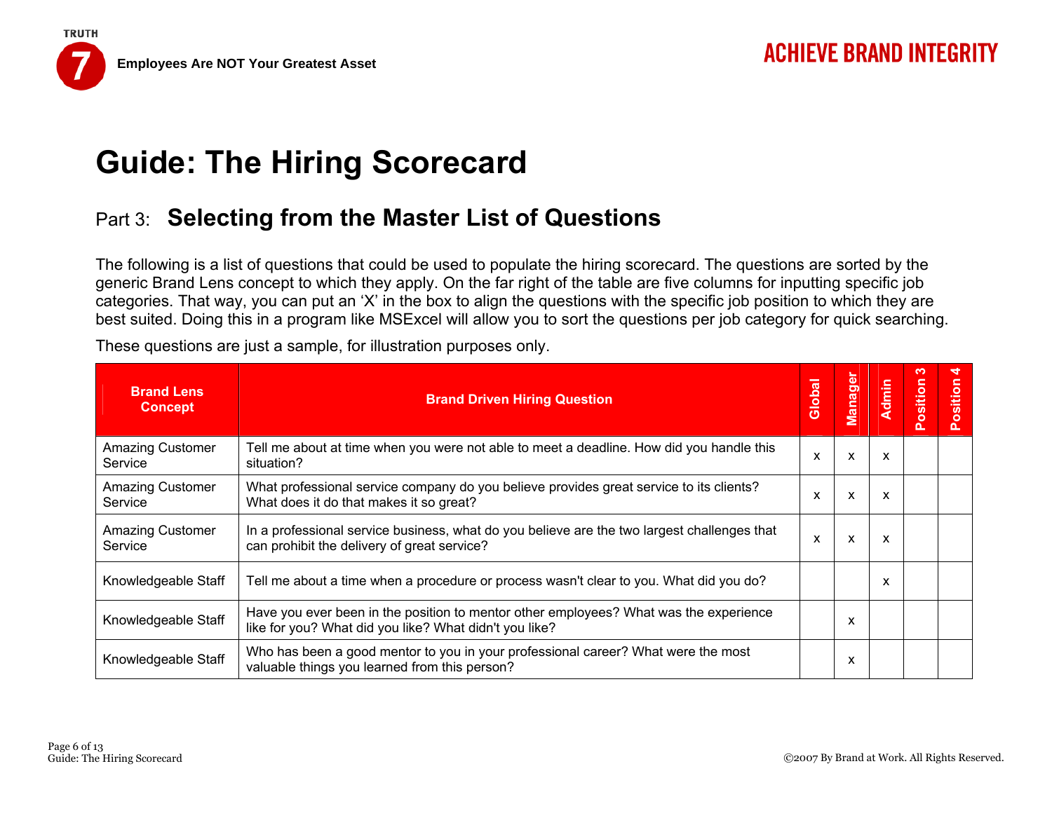# Guide: The Hiring Scorecard

## Part 3: **Selecting from the Master List of Questions**

The following is a list of questions that could be used to populate the hiring scorecard. The questions are sorted by the generic Brand Lens concept to which they apply. On the far right of the table are five columns for inputting specific job categories. That way, you can put an 'X' in the box to align the questions with the specific job position to which they are best suited. Doing this in a program like MSExcel will allow you to sort the questions per job category for quick searching.

These questions are just a sample, for illustration purposes only.

| Brand Lens Concept | Brand Driven Hiring Question | Global | Manager | Admin | Position 3 | Position 4 |
|---|---|---|---|---|---|---|
| Amazing Customer Service | Tell me about at time when you were not able to meet a deadline. How did you handle this situation? | x | x | x | | |
| Amazing Customer Service | What professional service company do you believe provides great service to its clients? What does it do that makes it so great? | x | x | x | | |
| Amazing Customer Service | In a professional service business, what do you believe are the two largest challenges that can prohibit the delivery of great service? | x | x | x | | |
| Knowledgeable Staff | Tell me about a time when a procedure or process wasn't clear to you. What did you do? | | | x | | |
| Knowledgeable Staff | Have you ever been in the position to mentor other employees? What was the experience like for you? What did you like? What didn't you like? | | x | | | |
| Knowledgeable Staff | Who has been a good mentor to you in your professional career? What were the most valuable things you learned from this person? | | x | | | |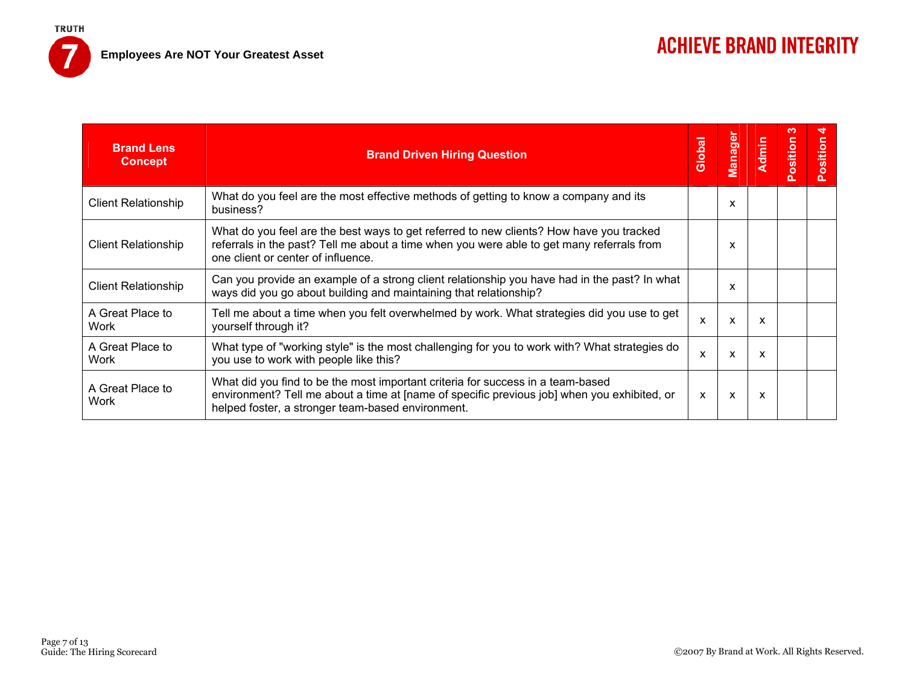# Employees Are NOT Your Greatest Asset

## ACHIEVE BRAND INTEGRITY

| Brand Lens Concept | Brand Driven Hiring Question | Global | Manager | Admin | Position 3 | Position 4 |
|---|---|---|---|---|---|---|
| Client Relationship | What do you feel are the most effective methods of getting to know a company and its business? | | x | | | |
| Client Relationship | What do you feel are the best ways to get referred to new clients? How have you tracked referrals in the past? Tell me about a time when you were able to get many referrals from one client or center of influence. | | x | | | |
| Client Relationship | Can you provide an example of a strong client relationship you have had in the past? In what ways did you go about building and maintaining that relationship? | | x | | | |
| A Great Place to Work | Tell me about a time when you felt overwhelmed by work. What strategies did you use to get yourself through it? | x | x | x | | |
| A Great Place to Work | What type of "working style" is the most challenging for you to work with? What strategies do you use to work with people like this? | x | x | x | | |
| A Great Place to Work | What did you find to be the most important criteria for success in a team-based environment? Tell me about a time at [name of specific previous job] when you exhibited, or helped foster, a stronger team-based environment. | x | x | x | | |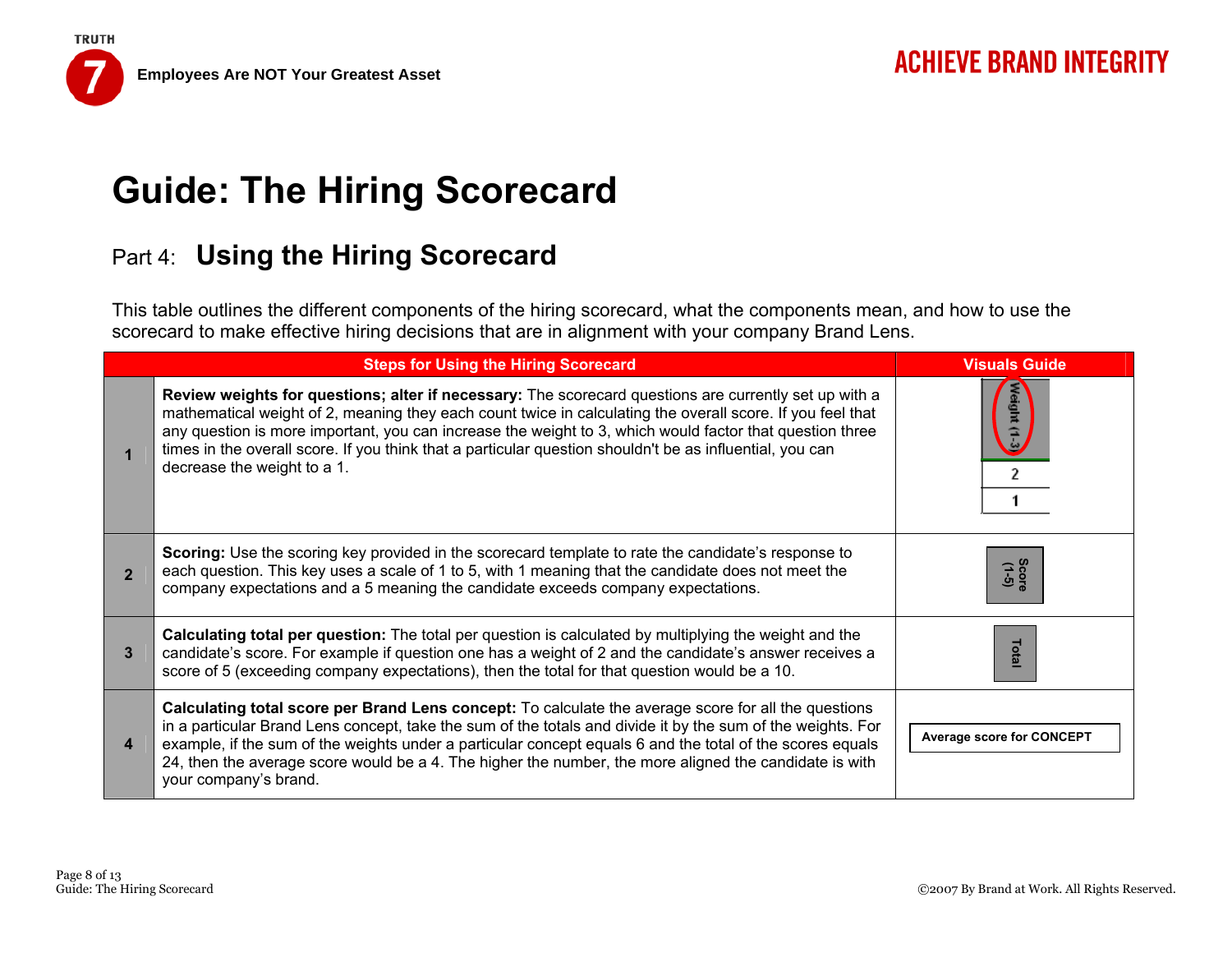# Guide: The Hiring Scorecard

## Part 4: Using the Hiring Scorecard

This table outlines the different components of the hiring scorecard, what the components mean, and how to use the scorecard to make effective hiring decisions that are in alignment with your company Brand Lens.

| | Steps for Using the Hiring Scorecard | Visuals Guide |
|---|---|---|
| 1 | **Review weights for questions; alter if necessary:** The scorecard questions are currently set up with a mathematical weight of 2, meaning they each count twice in calculating the overall score. If you feel that any question is more important, you can increase the weight to 3, which would factor that question three times in the overall score. If you think that a particular question shouldn't be as influential, you can decrease the weight to a 1. | Weight (1-3) / 2 / 1 |
| 2 | **Scoring:** Use the scoring key provided in the scorecard template to rate the candidate's response to each question. This key uses a scale of 1 to 5, with 1 meaning that the candidate does not meet the company expectations and a 5 meaning the candidate exceeds company expectations. | Score (1-5) |
| 3 | **Calculating total per question:** The total per question is calculated by multiplying the weight and the candidate's score. For example if question one has a weight of 2 and the candidate's answer receives a score of 5 (exceeding company expectations), then the total for that question would be a 10. | Total |
| 4 | **Calculating total score per Brand Lens concept:** To calculate the average score for all the questions in a particular Brand Lens concept, take the sum of the totals and divide it by the sum of the weights. For example, if the sum of the weights under a particular concept equals 6 and the total of the scores equals 24, then the average score would be a 4. The higher the number, the more aligned the candidate is with your company's brand. | Average score for CONCEPT |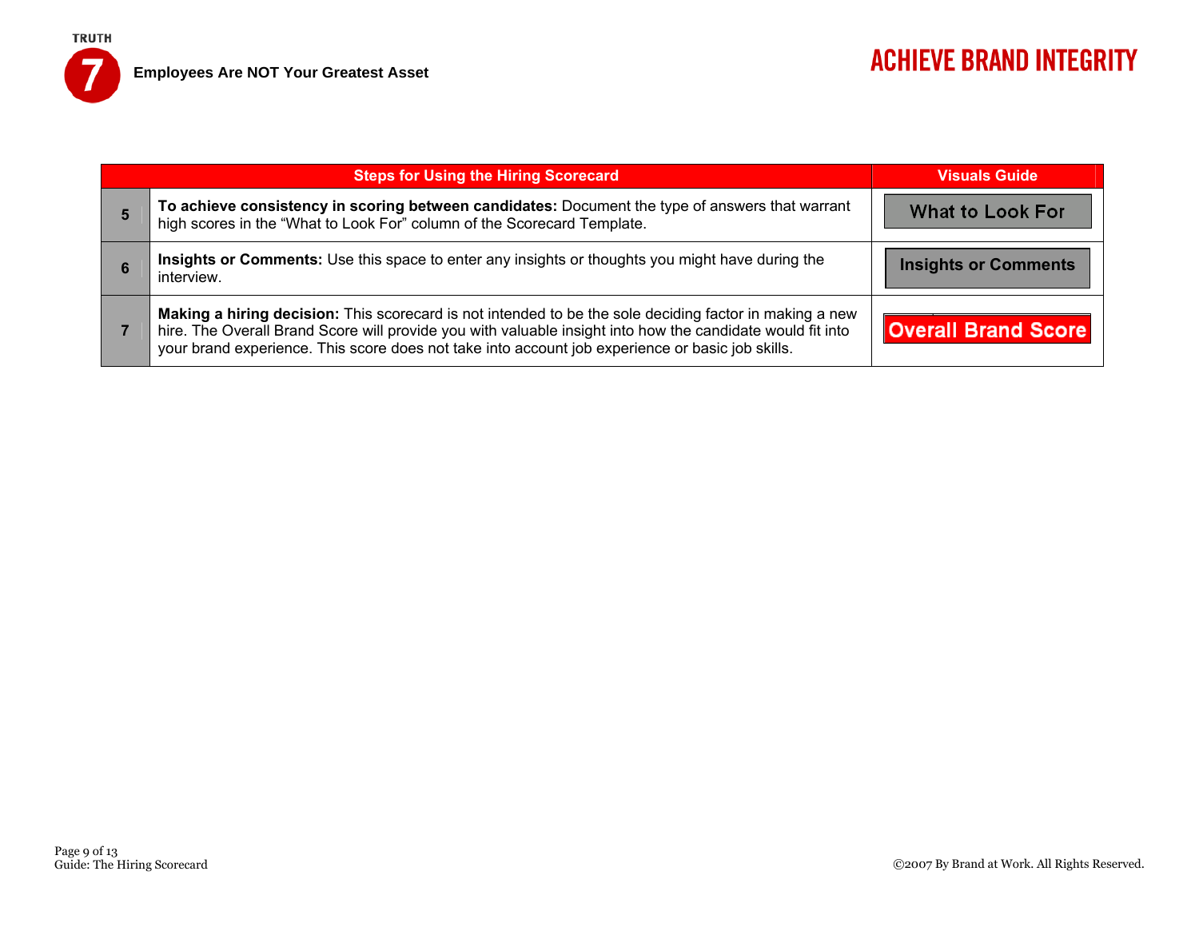| | Steps for Using the Hiring Scorecard | Visuals Guide |
|---|---|---|
| 5 | **To achieve consistency in scoring between candidates:** Document the type of answers that warrant high scores in the "What to Look For" column of the Scorecard Template. | What to Look For |
| 6 | **Insights or Comments:** Use this space to enter any insights or thoughts you might have during the interview. | Insights or Comments |
| 7 | **Making a hiring decision:** This scorecard is not intended to be the sole deciding factor in making a new hire. The Overall Brand Score will provide you with valuable insight into how the candidate would fit into your brand experience. This score does not take into account job experience or basic job skills. | Overall Brand Score |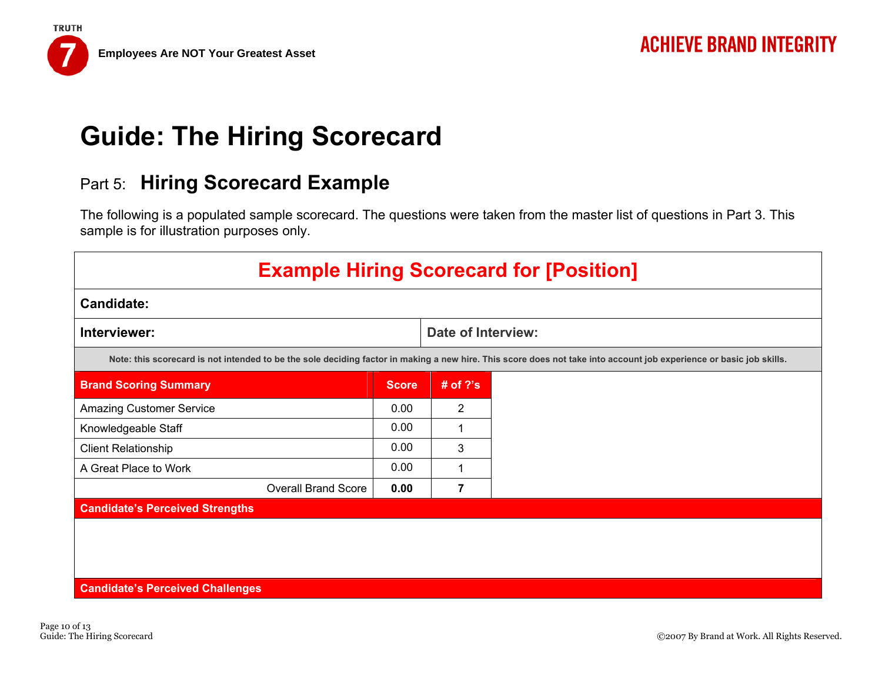# Guide: The Hiring Scorecard

## Part 5: **Hiring Scorecard Example**

The following is a populated sample scorecard. The questions were taken from the master list of questions in Part 3. This sample is for illustration purposes only.

### Example Hiring Scorecard for [Position]

**Candidate:**

| **Interviewer:** | **Date of Interview:** |
|---|---|

**Note: this scorecard is not intended to be the sole deciding factor in making a new hire. This score does not take into account job experience or basic job skills.**

| Brand Scoring Summary | Score | # of ?'s |
|---|---|---|
| Amazing Customer Service | 0.00 | 2 |
| Knowledgeable Staff | 0.00 | 1 |
| Client Relationship | 0.00 | 3 |
| A Great Place to Work | 0.00 | 1 |
| Overall Brand Score | **0.00** | **7** |

**Candidate's Perceived Strengths**

**Candidate's Perceived Challenges**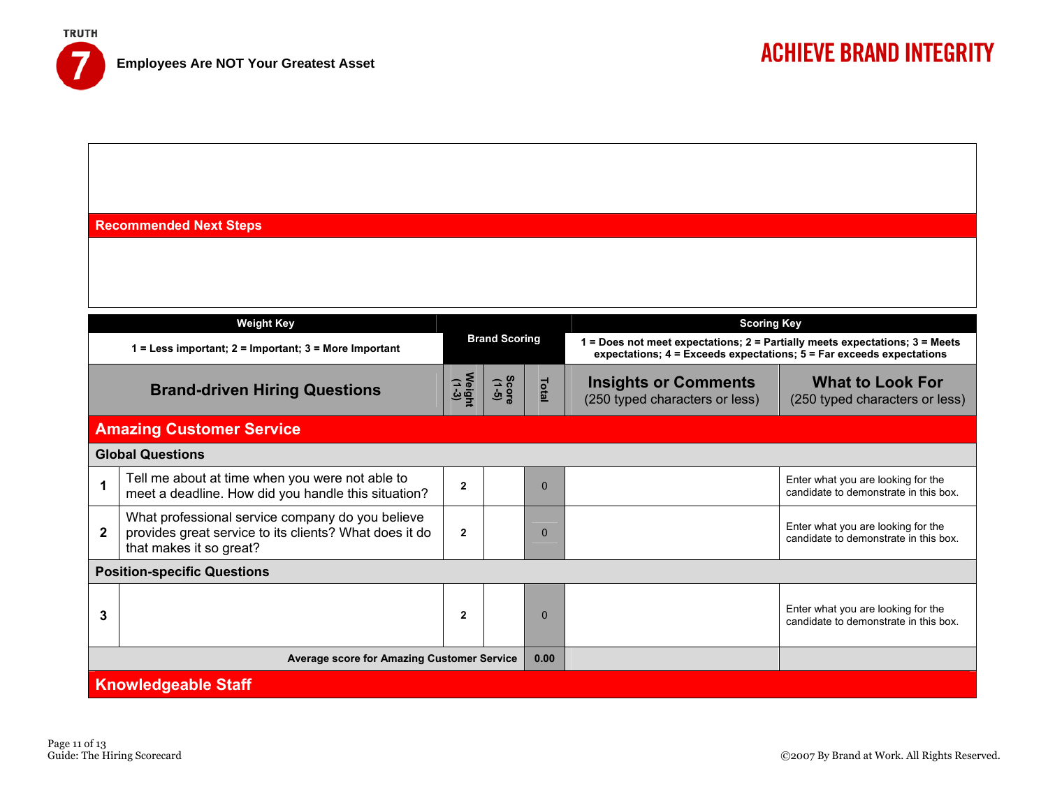TRUTH 7 Employees Are NOT Your Greatest Asset

# ACHIEVE BRAND INTEGRITY

## Recommended Next Steps

| Weight Key | | Brand Scoring | | | Scoring Key | |
|---|---|---|---|---|---|---|
| 1 = Less important; 2 = Important; 3 = More Important | | | | | 1 = Does not meet expectations; 2 = Partially meets expectations; 3 = Meets expectations; 4 = Exceeds expectations; 5 = Far exceeds expectations | |
| **Brand-driven Hiring Questions** | | **Weight (1-3)** | **Score (1-5)** | **Total** | **Insights or Comments** (250 typed characters or less) | **What to Look For** (250 typed characters or less) |
| **Amazing Customer Service** | | | | | | |
| **Global Questions** | | | | | | |
| **1** | Tell me about at time when you were not able to meet a deadline. How did you handle this situation? | 2 | | 0 | | Enter what you are looking for the candidate to demonstrate in this box. |
| **2** | What professional service company do you believe provides great service to its clients? What does it do that makes it so great? | 2 | | 0 | | Enter what you are looking for the candidate to demonstrate in this box. |
| **Position-specific Questions** | | | | | | |
| **3** | | 2 | | 0 | | Enter what you are looking for the candidate to demonstrate in this box. |
| **Average score for Amazing Customer Service** | | | | **0.00** | | |
| **Knowledgeable Staff** | | | | | | |

Guide: The Hiring Scorecard

©2007 By Brand at Work. All Rights Reserved.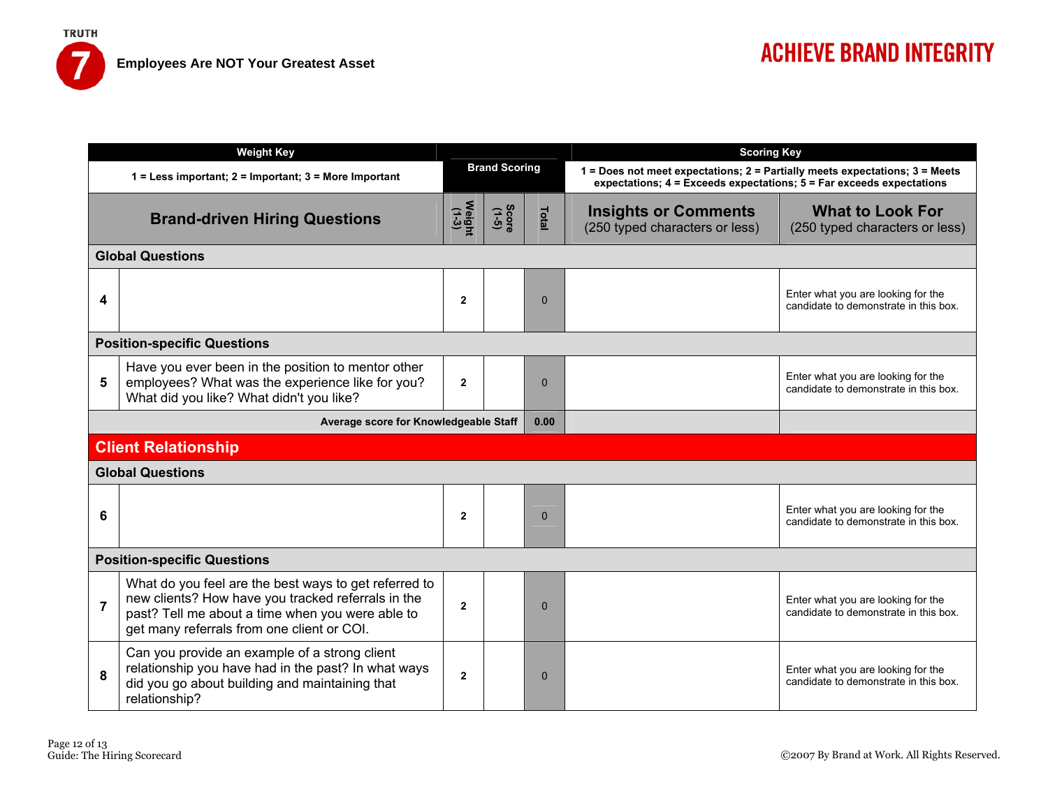TRUTH 7 **Employees Are NOT Your Greatest Asset**

**ACHIEVE BRAND INTEGRITY**

| | Weight Key | Brand Scoring | | | Scoring Key | |
|---|---|---|---|---|---|---|
| | 1 = Less important; 2 = Important; 3 = More Important | | | | 1 = Does not meet expectations; 2 = Partially meets expectations; 3 = Meets expectations; 4 = Exceeds expectations; 5 = Far exceeds expectations | |
| | **Brand-driven Hiring Questions** | **Weight (1-3)** | **Score (1-5)** | **Total** | **Insights or Comments** (250 typed characters or less) | **What to Look For** (250 typed characters or less) |
| **Global Questions** | | | | | | |
| 4 | | 2 | | 0 | | Enter what you are looking for the candidate to demonstrate in this box. |
| **Position-specific Questions** | | | | | | |
| 5 | Have you ever been in the position to mentor other employees? What was the experience like for you? What did you like? What didn't you like? | 2 | | 0 | | Enter what you are looking for the candidate to demonstrate in this box. |
| | **Average score for Knowledgeable Staff** | | | **0.00** | | |
| **Client Relationship** | | | | | | |
| **Global Questions** | | | | | | |
| 6 | | 2 | | 0 | | Enter what you are looking for the candidate to demonstrate in this box. |
| **Position-specific Questions** | | | | | | |
| 7 | What do you feel are the best ways to get referred to new clients? How have you tracked referrals in the past? Tell me about a time when you were able to get many referrals from one client or COI. | 2 | | 0 | | Enter what you are looking for the candidate to demonstrate in this box. |
| 8 | Can you provide an example of a strong client relationship you have had in the past? In what ways did you go about building and maintaining that relationship? | 2 | | 0 | | Enter what you are looking for the candidate to demonstrate in this box. |

Guide: The Hiring Scorecard

©2007 By Brand at Work. All Rights Reserved.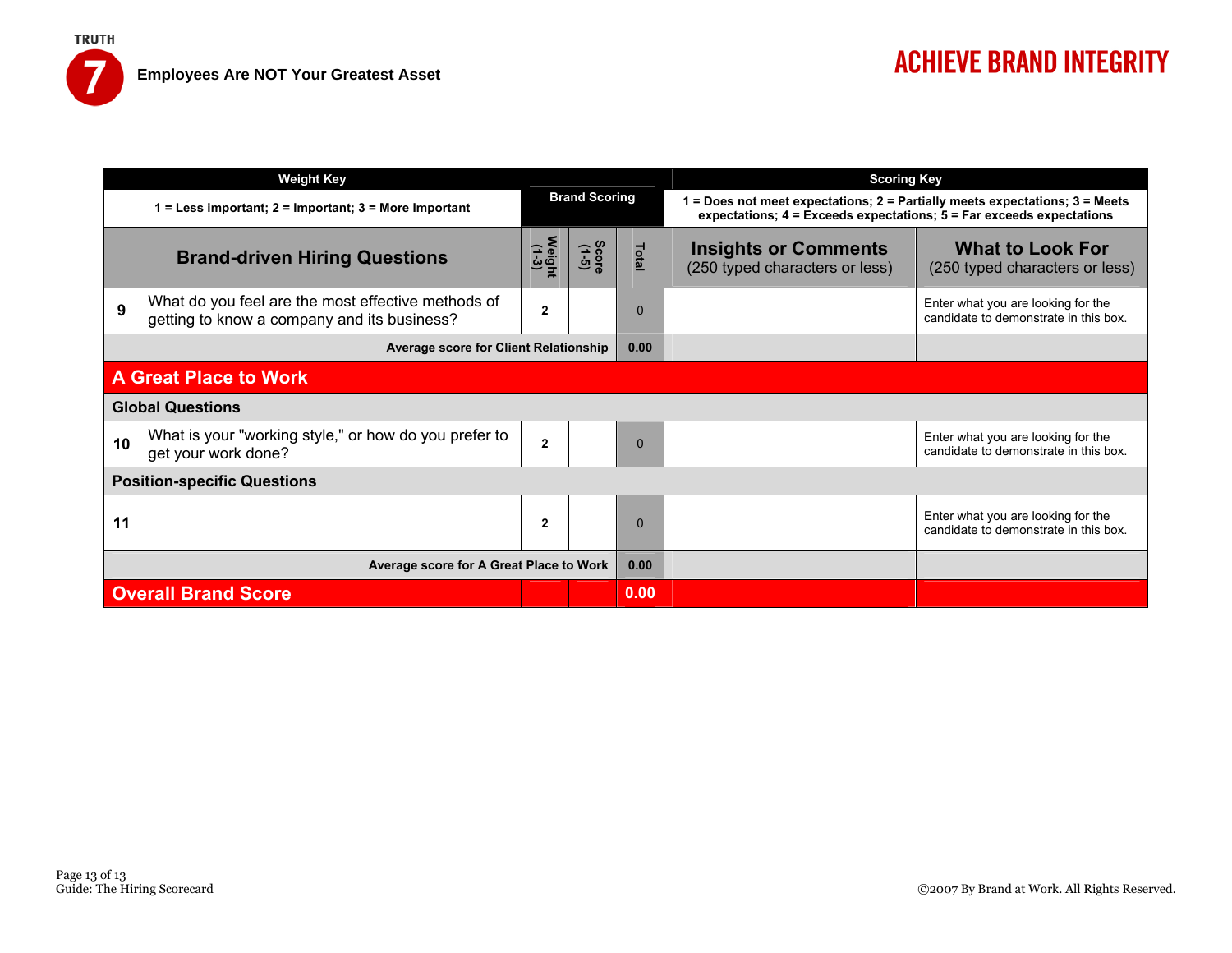TRUTH 7 **Employees Are NOT Your Greatest Asset**

# ACHIEVE BRAND INTEGRITY

| Weight Key | | Brand Scoring | | | Scoring Key | |
|---|---|---|---|---|---|---|
| 1 = Less important; 2 = Important; 3 = More Important | | | | | 1 = Does not meet expectations; 2 = Partially meets expectations; 3 = Meets expectations; 4 = Exceeds expectations; 5 = Far exceeds expectations | |
| **Brand-driven Hiring Questions** | | **Weight (1-3)** | **Score (1-5)** | **Total** | **Insights or Comments** (250 typed characters or less) | **What to Look For** (250 typed characters or less) |
| 9 | What do you feel are the most effective methods of getting to know a company and its business? | 2 | | 0 | | Enter what you are looking for the candidate to demonstrate in this box. |
| **Average score for Client Relationship** | | | | **0.00** | | |
| **A Great Place to Work** | | | | | | |
| **Global Questions** | | | | | | |
| 10 | What is your "working style," or how do you prefer to get your work done? | 2 | | 0 | | Enter what you are looking for the candidate to demonstrate in this box. |
| **Position-specific Questions** | | | | | | |
| 11 | | 2 | | 0 | | Enter what you are looking for the candidate to demonstrate in this box. |
| **Average score for A Great Place to Work** | | | | **0.00** | | |
| **Overall Brand Score** | | | | **0.00** | | |

Guide: The Hiring Scorecard

©2007 By Brand at Work. All Rights Reserved.